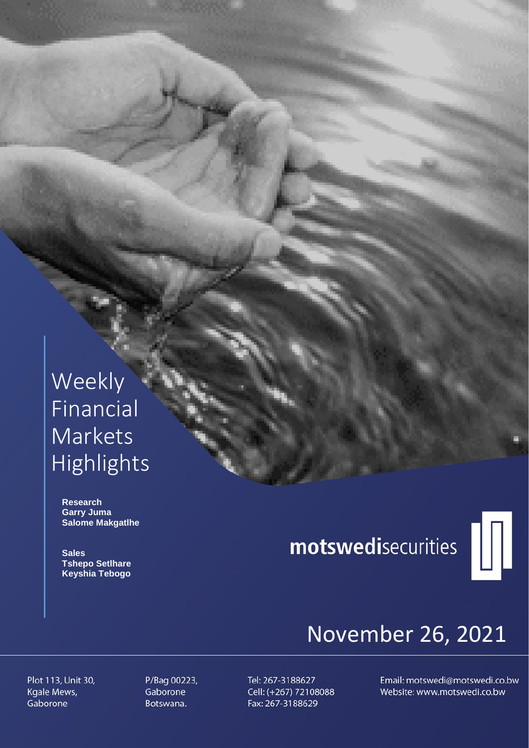# Weekly Financial Markets Highlights

**Research**
**Garry Juma**
**Salome Makgatlhe**

**Sales**
**Tshepo Setlhare**
**Keyshia Tebogo**

**motswedi**securities

November 26, 2021

Plot 113, Unit 30,
Kgale Mews,
Gaborone

P/Bag 00223,
Gaborone
Botswana.

Tel: 267-3188627
Cell: (+267) 72108088
Fax: 267-3188629

Email: motswedi@motswedi.co.bw
Website: www.motswedi.co.bw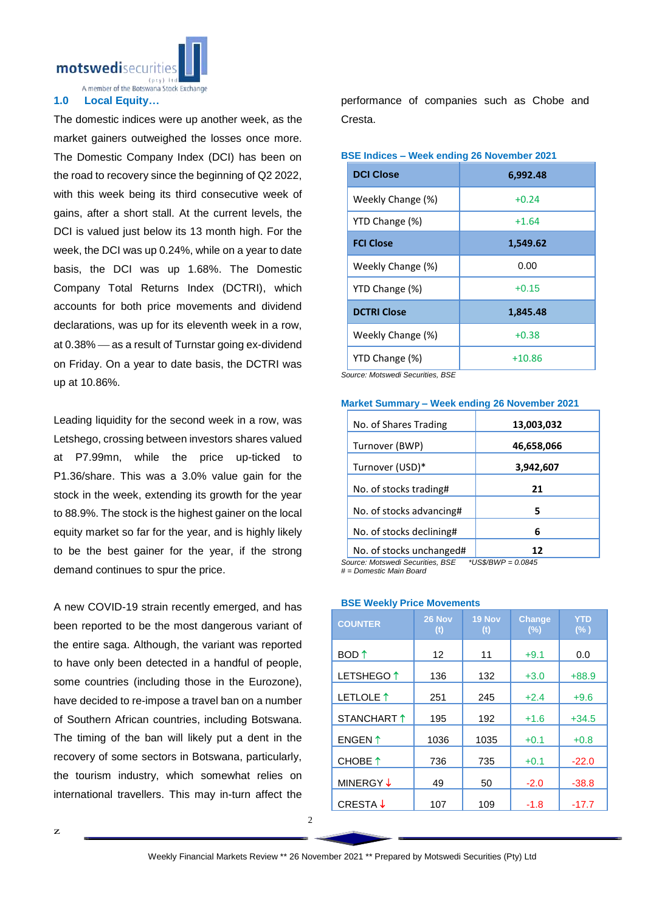## 1.0 Local Equity…

The domestic indices were up another week, as the market gainers outweighed the losses once more. The Domestic Company Index (DCI) has been on the road to recovery since the beginning of Q2 2022, with this week being its third consecutive week of gains, after a short stall. At the current levels, the DCI is valued just below its 13 month high. For the week, the DCI was up 0.24%, while on a year to date basis, the DCI was up 1.68%. The Domestic Company Total Returns Index (DCTRI), which accounts for both price movements and dividend declarations, was up for its eleventh week in a row, at 0.38% — as a result of Turnstar going ex-dividend on Friday. On a year to date basis, the DCTRI was up at 10.86%.

Leading liquidity for the second week in a row, was Letshego, crossing between investors shares valued at P7.99mn, while the price up-ticked to P1.36/share. This was a 3.0% value gain for the stock in the week, extending its growth for the year to 88.9%. The stock is the highest gainer on the local equity market so far for the year, and is highly likely to be the best gainer for the year, if the strong demand continues to spur the price.

A new COVID-19 strain recently emerged, and has been reported to be the most dangerous variant of the entire saga. Although, the variant was reported to have only been detected in a handful of people, some countries (including those in the Eurozone), have decided to re-impose a travel ban on a number of Southern African countries, including Botswana. The timing of the ban will likely put a dent in the recovery of some sectors in Botswana, particularly, the tourism industry, which somewhat relies on international travellers. This may in-turn affect the performance of companies such as Chobe and Cresta.

**BSE Indices – Week ending 26 November 2021**

| **DCI Close** | **6,992.48** |
|---|---|
| Weekly Change (%) | +0.24 |
| YTD Change (%) | +1.64 |
| **FCI Close** | **1,549.62** |
| Weekly Change (%) | 0.00 |
| YTD Change (%) | +0.15 |
| **DCTRI Close** | **1,845.48** |
| Weekly Change (%) | +0.38 |
| YTD Change (%) | +10.86 |

*Source: Motswedi Securities, BSE*

**Market Summary – Week ending 26 November 2021**

| No. of Shares Trading | **13,003,032** |
|---|---|
| Turnover (BWP) | **46,658,066** |
| Turnover (USD)* | **3,942,607** |
| No. of stocks trading# | **21** |
| No. of stocks advancing# | **5** |
| No. of stocks declining# | **6** |
| No. of stocks unchanged# | **12** |

*Source: Motswedi Securities, BSE* &nbsp;&nbsp; *\*US$/BWP = 0.0845*
*# = Domestic Main Board*

**BSE Weekly Price Movements**

| COUNTER | 26 Nov (t) | 19 Nov (t) | Change (%) | YTD (%) |
|---|---|---|---|---|
| BOD ↑ | 12 | 11 | +9.1 | 0.0 |
| LETSHEGO ↑ | 136 | 132 | +3.0 | +88.9 |
| LETLOLE ↑ | 251 | 245 | +2.4 | +9.6 |
| STANCHART ↑ | 195 | 192 | +1.6 | +34.5 |
| ENGEN ↑ | 1036 | 1035 | +0.1 | +0.8 |
| CHOBE ↑ | 736 | 735 | +0.1 | -22.0 |
| MINERGY ↓ | 49 | 50 | -2.0 | -38.8 |
| CRESTA ↓ | 107 | 109 | -1.8 | -17.7 |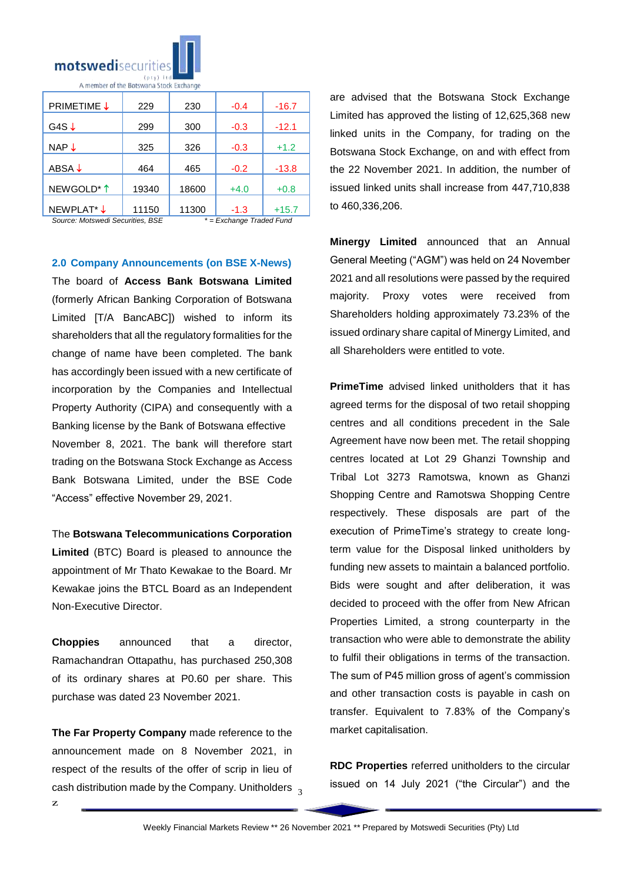| PRIMETIME ↓ | 229 | 230 | -0.4 | -16.7 |
|---|---|---|---|---|
| G4S ↓ | 299 | 300 | -0.3 | -12.1 |
| NAP ↓ | 325 | 326 | -0.3 | +1.2 |
| ABSA ↓ | 464 | 465 | -0.2 | -13.8 |
| NEWGOLD* ↑ | 19340 | 18600 | +4.0 | +0.8 |
| NEWPLAT* ↓ | 11150 | 11300 | -1.3 | +15.7 |

*Source: Motswedi Securities, BSE* *\* = Exchange Traded Fund*

## 2.0 Company Announcements (on BSE X-News)

The board of **Access Bank Botswana Limited** (formerly African Banking Corporation of Botswana Limited [T/A BancABC]) wished to inform its shareholders that all the regulatory formalities for the change of name have been completed. The bank has accordingly been issued with a new certificate of incorporation by the Companies and Intellectual Property Authority (CIPA) and consequently with a Banking license by the Bank of Botswana effective November 8, 2021. The bank will therefore start trading on the Botswana Stock Exchange as Access Bank Botswana Limited, under the BSE Code "Access" effective November 29, 2021.

The **Botswana Telecommunications Corporation Limited** (BTC) Board is pleased to announce the appointment of Mr Thato Kewakae to the Board. Mr Kewakae joins the BTCL Board as an Independent Non-Executive Director.

**Choppies** announced that a director, Ramachandran Ottapathu, has purchased 250,308 of its ordinary shares at P0.60 per share. This purchase was dated 23 November 2021.

**The Far Property Company** made reference to the announcement made on 8 November 2021, in respect of the results of the offer of scrip in lieu of cash distribution made by the Company. Unitholders are advised that the Botswana Stock Exchange Limited has approved the listing of 12,625,368 new linked units in the Company, for trading on the Botswana Stock Exchange, on and with effect from the 22 November 2021. In addition, the number of issued linked units shall increase from 447,710,838 to 460,336,206.

**Minergy Limited** announced that an Annual General Meeting ("AGM") was held on 24 November 2021 and all resolutions were passed by the required majority. Proxy votes were received from Shareholders holding approximately 73.23% of the issued ordinary share capital of Minergy Limited, and all Shareholders were entitled to vote.

**PrimeTime** advised linked unitholders that it has agreed terms for the disposal of two retail shopping centres and all conditions precedent in the Sale Agreement have now been met. The retail shopping centres located at Lot 29 Ghanzi Township and Tribal Lot 3273 Ramotswa, known as Ghanzi Shopping Centre and Ramotswa Shopping Centre respectively. These disposals are part of the execution of PrimeTime's strategy to create long-term value for the Disposal linked unitholders by funding new assets to maintain a balanced portfolio. Bids were sought and after deliberation, it was decided to proceed with the offer from New African Properties Limited, a strong counterparty in the transaction who were able to demonstrate the ability to fulfil their obligations in terms of the transaction. The sum of P45 million gross of agent's commission and other transaction costs is payable in cash on transfer. Equivalent to 7.83% of the Company's market capitalisation.

**RDC Properties** referred unitholders to the circular issued on 14 July 2021 ("the Circular") and the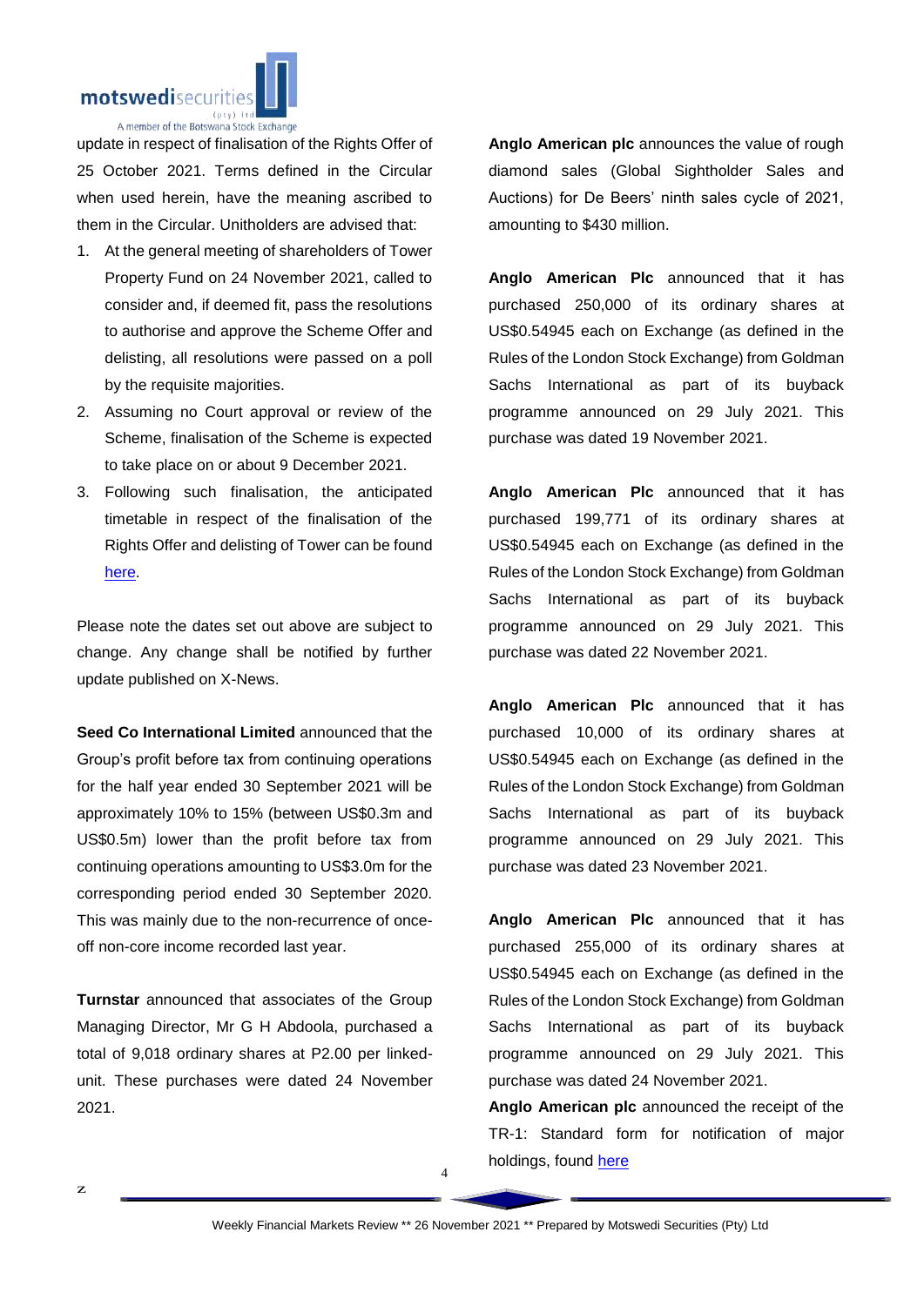update in respect of finalisation of the Rights Offer of 25 October 2021. Terms defined in the Circular when used herein, have the meaning ascribed to them in the Circular. Unitholders are advised that:

1. At the general meeting of shareholders of Tower Property Fund on 24 November 2021, called to consider and, if deemed fit, pass the resolutions to authorise and approve the Scheme Offer and delisting, all resolutions were passed on a poll by the requisite majorities.
2. Assuming no Court approval or review of the Scheme, finalisation of the Scheme is expected to take place on or about 9 December 2021.
3. Following such finalisation, the anticipated timetable in respect of the finalisation of the Rights Offer and delisting of Tower can be found here.

Please note the dates set out above are subject to change. Any change shall be notified by further update published on X-News.

**Seed Co International Limited** announced that the Group's profit before tax from continuing operations for the half year ended 30 September 2021 will be approximately 10% to 15% (between US$0.3m and US$0.5m) lower than the profit before tax from continuing operations amounting to US$3.0m for the corresponding period ended 30 September 2020. This was mainly due to the non-recurrence of once-off non-core income recorded last year.

**Turnstar** announced that associates of the Group Managing Director, Mr G H Abdoola, purchased a total of 9,018 ordinary shares at P2.00 per linked-unit. These purchases were dated 24 November 2021.

**Anglo American plc** announces the value of rough diamond sales (Global Sightholder Sales and Auctions) for De Beers' ninth sales cycle of 2021, amounting to $430 million.

**Anglo American Plc** announced that it has purchased 250,000 of its ordinary shares at US$0.54945 each on Exchange (as defined in the Rules of the London Stock Exchange) from Goldman Sachs International as part of its buyback programme announced on 29 July 2021. This purchase was dated 19 November 2021.

**Anglo American Plc** announced that it has purchased 199,771 of its ordinary shares at US$0.54945 each on Exchange (as defined in the Rules of the London Stock Exchange) from Goldman Sachs International as part of its buyback programme announced on 29 July 2021. This purchase was dated 22 November 2021.

**Anglo American Plc** announced that it has purchased 10,000 of its ordinary shares at US$0.54945 each on Exchange (as defined in the Rules of the London Stock Exchange) from Goldman Sachs International as part of its buyback programme announced on 29 July 2021. This purchase was dated 23 November 2021.

**Anglo American Plc** announced that it has purchased 255,000 of its ordinary shares at US$0.54945 each on Exchange (as defined in the Rules of the London Stock Exchange) from Goldman Sachs International as part of its buyback programme announced on 29 July 2021. This purchase was dated 24 November 2021.

**Anglo American plc** announced the receipt of the TR-1: Standard form for notification of major holdings, found here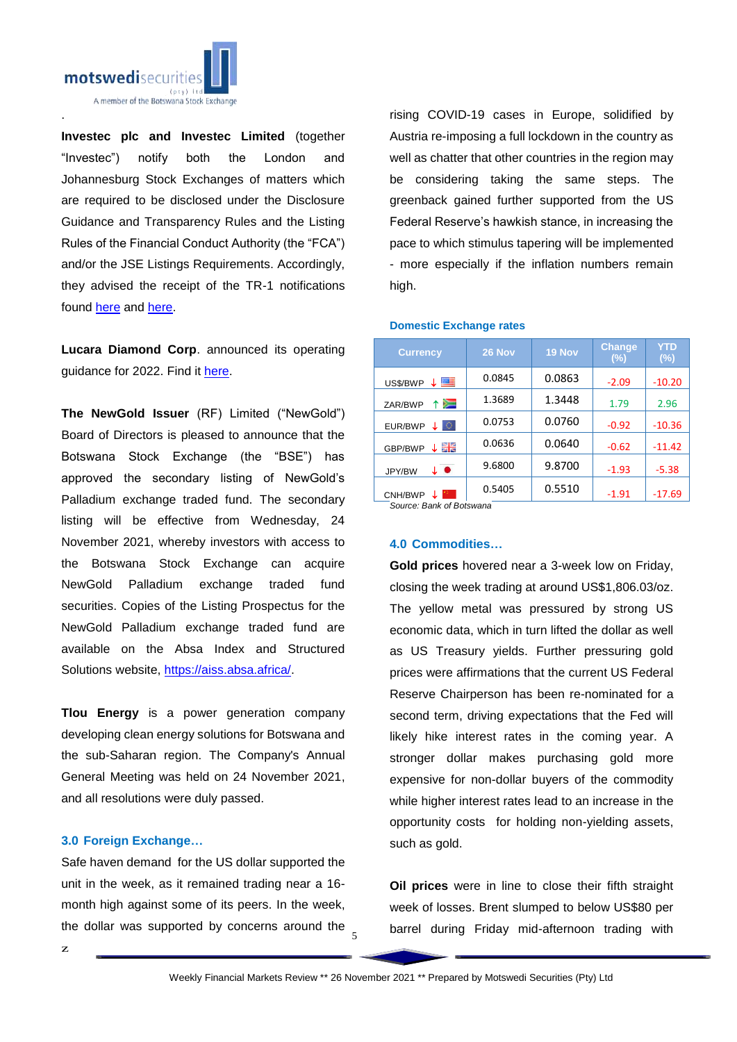.

**Investec plc and Investec Limited** (together "Investec") notify both the London and Johannesburg Stock Exchanges of matters which are required to be disclosed under the Disclosure Guidance and Transparency Rules and the Listing Rules of the Financial Conduct Authority (the "FCA") and/or the JSE Listings Requirements. Accordingly, they advised the receipt of the TR-1 notifications found here and here.

**Lucara Diamond Corp**. announced its operating guidance for 2022. Find it here.

**The NewGold Issuer** (RF) Limited ("NewGold") Board of Directors is pleased to announce that the Botswana Stock Exchange (the "BSE") has approved the secondary listing of NewGold's Palladium exchange traded fund. The secondary listing will be effective from Wednesday, 24 November 2021, whereby investors with access to the Botswana Stock Exchange can acquire NewGold Palladium exchange traded fund securities. Copies of the Listing Prospectus for the NewGold Palladium exchange traded fund are available on the Absa Index and Structured Solutions website, https://aiss.absa.africa/.

**Tlou Energy** is a power generation company developing clean energy solutions for Botswana and the sub-Saharan region. The Company's Annual General Meeting was held on 24 November 2021, and all resolutions were duly passed.

## 3.0 Foreign Exchange…

Safe haven demand for the US dollar supported the unit in the week, as it remained trading near a 16-month high against some of its peers. In the week, the dollar was supported by concerns around the rising COVID-19 cases in Europe, solidified by Austria re-imposing a full lockdown in the country as well as chatter that other countries in the region may be considering taking the same steps. The greenback gained further supported from the US Federal Reserve's hawkish stance, in increasing the pace to which stimulus tapering will be implemented - more especially if the inflation numbers remain high.

### Domestic Exchange rates

| Currency | 26 Nov | 19 Nov | Change (%) | YTD (%) |
|---|---|---|---|---|
| US$/BWP ↓ | 0.0845 | 0.0863 | -2.09 | -10.20 |
| ZAR/BWP ↑ | 1.3689 | 1.3448 | 1.79 | 2.96 |
| EUR/BWP ↓ | 0.0753 | 0.0760 | -0.92 | -10.36 |
| GBP/BWP ↓ | 0.0636 | 0.0640 | -0.62 | -11.42 |
| JPY/BW ↓ | 9.6800 | 9.8700 | -1.93 | -5.38 |
| CNH/BWP ↓ | 0.5405 | 0.5510 | -1.91 | -17.69 |

*Source: Bank of Botswana*

## 4.0 Commodities…

**Gold prices** hovered near a 3-week low on Friday, closing the week trading at around US$1,806.03/oz. The yellow metal was pressured by strong US economic data, which in turn lifted the dollar as well as US Treasury yields. Further pressuring gold prices were affirmations that the current US Federal Reserve Chairperson has been re-nominated for a second term, driving expectations that the Fed will likely hike interest rates in the coming year. A stronger dollar makes purchasing gold more expensive for non-dollar buyers of the commodity while higher interest rates lead to an increase in the opportunity costs for holding non-yielding assets, such as gold.

**Oil prices** were in line to close their fifth straight week of losses. Brent slumped to below US$80 per barrel during Friday mid-afternoon trading with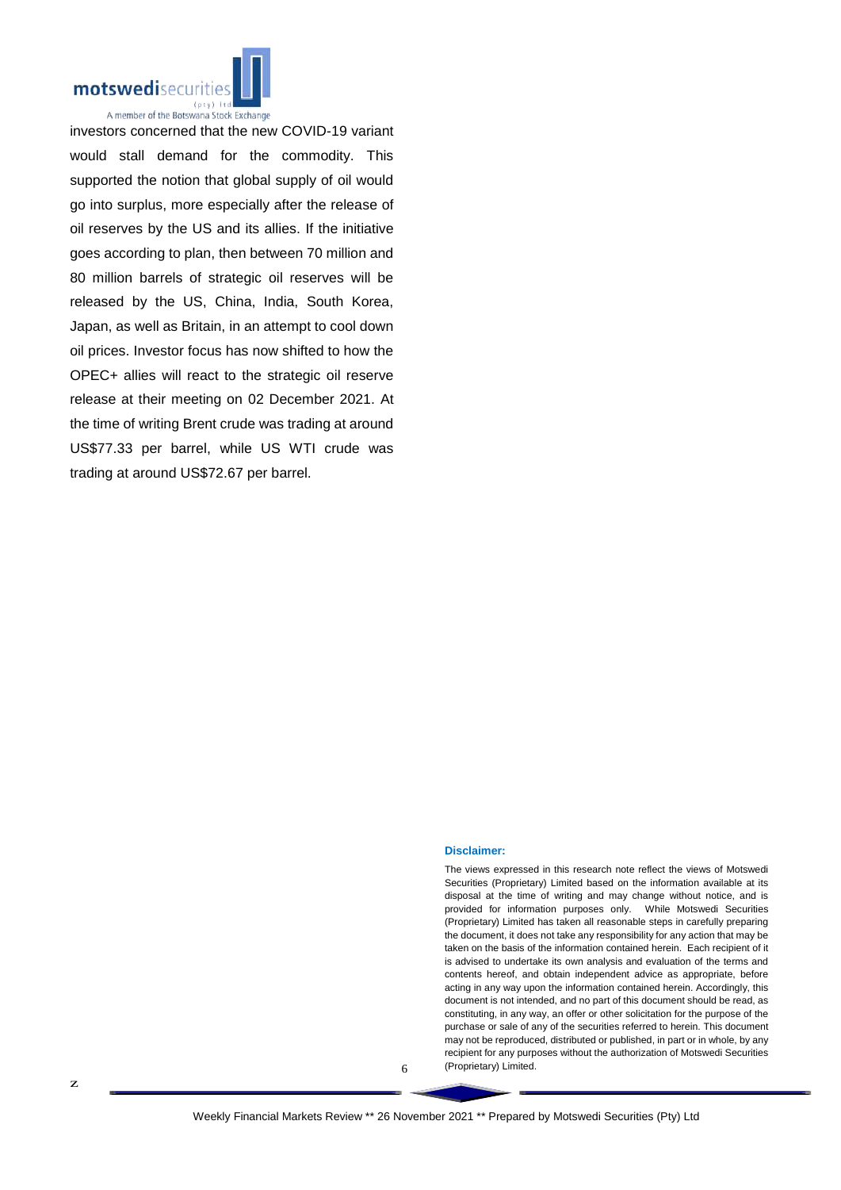investors concerned that the new COVID-19 variant would stall demand for the commodity. This supported the notion that global supply of oil would go into surplus, more especially after the release of oil reserves by the US and its allies. If the initiative goes according to plan, then between 70 million and 80 million barrels of strategic oil reserves will be released by the US, China, India, South Korea, Japan, as well as Britain, in an attempt to cool down oil prices. Investor focus has now shifted to how the OPEC+ allies will react to the strategic oil reserve release at their meeting on 02 December 2021. At the time of writing Brent crude was trading at around US$77.33 per barrel, while US WTI crude was trading at around US$72.67 per barrel.

**Disclaimer:**

The views expressed in this research note reflect the views of Motswedi Securities (Proprietary) Limited based on the information available at its disposal at the time of writing and may change without notice, and is provided for information purposes only. While Motswedi Securities (Proprietary) Limited has taken all reasonable steps in carefully preparing the document, it does not take any responsibility for any action that may be taken on the basis of the information contained herein. Each recipient of it is advised to undertake its own analysis and evaluation of the terms and contents hereof, and obtain independent advice as appropriate, before acting in any way upon the information contained herein. Accordingly, this document is not intended, and no part of this document should be read, as constituting, in any way, an offer or other solicitation for the purpose of the purchase or sale of any of the securities referred to herein. This document may not be reproduced, distributed or published, in part or in whole, by any recipient for any purposes without the authorization of Motswedi Securities (Proprietary) Limited.